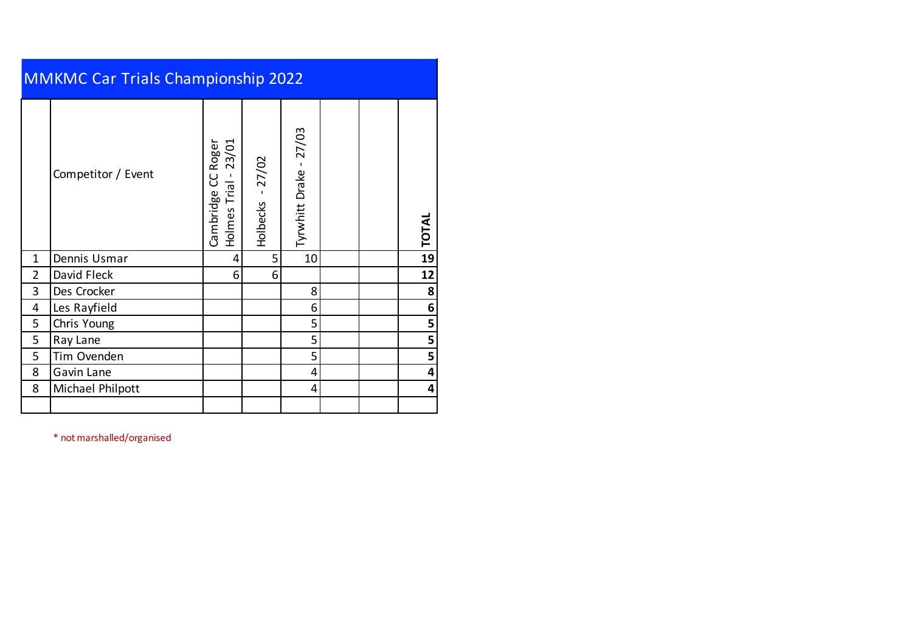# MMKMC Car Trials Championship 2022

| | Competitor / Event | Cambridge CC Roger Holmes Trial - 23/01 | Holbecks - 27/02 | Tyrwhitt Drake - 27/03 | | | **TOTAL** |
|---|---|---|---|---|---|---|---|
| 1 | Dennis Usmar | 4 | 5 | 10 | | | **19** |
| 2 | David Fleck | 6 | 6 | | | | **12** |
| 3 | Des Crocker | | | 8 | | | **8** |
| 4 | Les Rayfield | | | 6 | | | **6** |
| 5 | Chris Young | | | 5 | | | **5** |
| 5 | Ray Lane | | | 5 | | | **5** |
| 5 | Tim Ovenden | | | 5 | | | **5** |
| 8 | Gavin Lane | | | 4 | | | **4** |
| 8 | Michael Philpott | | | 4 | | | **4** |
| | | | | | | | |

* not marshalled/organised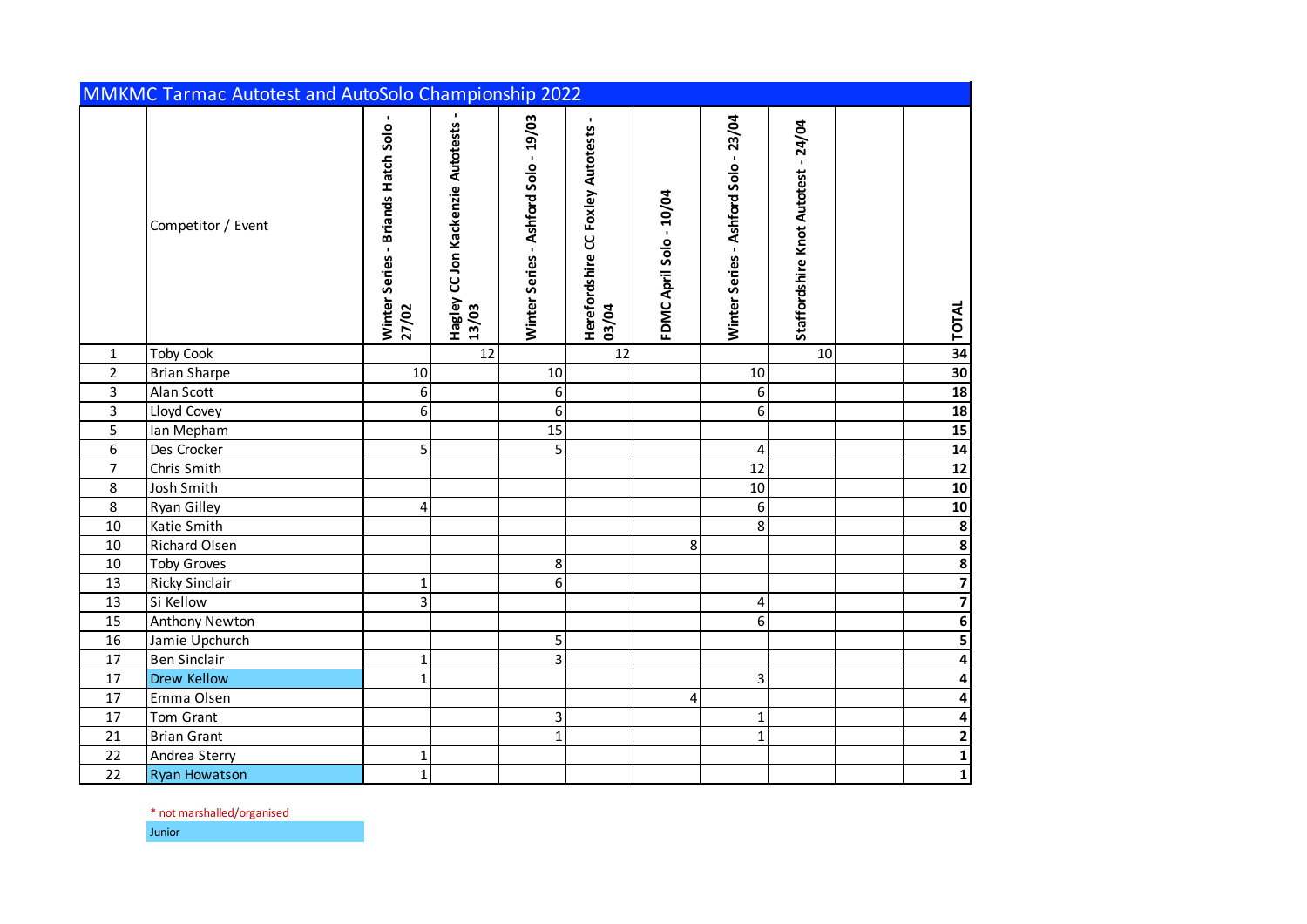# MMKMC Tarmac Autotest and AutoSolo Championship 2022

| | Competitor / Event | Winter Series - Briands Hatch Solo - 27/02 | Hagley CC Jon Kackenzie Autotests - 13/03 | Winter Series - Ashford Solo - 19/03 | Herefordshire CC Foxley Autotests - 03/04 | FDMC April Solo - 10/04 | Winter Series - Ashford Solo - 23/04 | Staffordshire Knot Autotest - 24/04 | | TOTAL |
|---|---|---|---|---|---|---|---|---|---|---|
| 1 | Toby Cook | | 12 | | 12 | | | 10 | | 34 |
| 2 | Brian Sharpe | 10 | | 10 | | | 10 | | | 30 |
| 3 | Alan Scott | 6 | | 6 | | | 6 | | | 18 |
| 3 | Lloyd Covey | 6 | | 6 | | | 6 | | | 18 |
| 5 | Ian Mepham | | | 15 | | | | | | 15 |
| 6 | Des Crocker | 5 | | 5 | | | 4 | | | 14 |
| 7 | Chris Smith | | | | | | 12 | | | 12 |
| 8 | Josh Smith | | | | | | 10 | | | 10 |
| 8 | Ryan Gilley | 4 | | | | | 6 | | | 10 |
| 10 | Katie Smith | | | | | | 8 | | | 8 |
| 10 | Richard Olsen | | | | | 8 | | | | 8 |
| 10 | Toby Groves | | | 8 | | | | | | 8 |
| 13 | Ricky Sinclair | 1 | | 6 | | | | | | 7 |
| 13 | Si Kellow | 3 | | | | | 4 | | | 7 |
| 15 | Anthony Newton | | | | | | 6 | | | 6 |
| 16 | Jamie Upchurch | | | 5 | | | | | | 5 |
| 17 | Ben Sinclair | 1 | | 3 | | | | | | 4 |
| 17 | Drew Kellow | 1 | | | | | 3 | | | 4 |
| 17 | Emma Olsen | | | | | 4 | | | | 4 |
| 17 | Tom Grant | | | 3 | | | 1 | | | 4 |
| 21 | Brian Grant | | | 1 | | | 1 | | | 2 |
| 22 | Andrea Sterry | 1 | | | | | | | | 1 |
| 22 | Ryan Howatson | 1 | | | | | | | | 1 |

* not marshalled/organised

Junior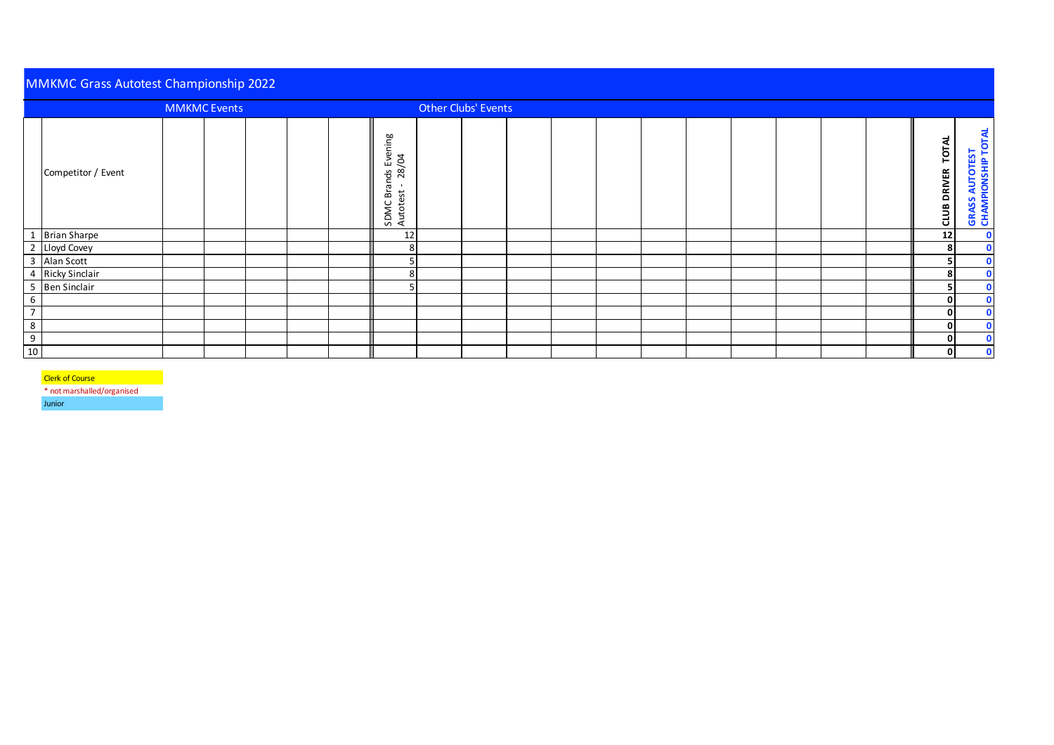# MMKMC Grass Autotest Championship 2022

| | | MMKMC Events | | | | | | Other Clubs' Events | | | | | | | | | | | | |
|---|---|---|---|---|---|---|---|---|---|---|---|---|---|---|---|---|---|---|---|---|
| | Competitor / Event | | | | | | SDMC Brands Evening Autotest - 28/04 | | | | | | | | | | | | CLUB DRIVER TOTAL | GRASS AUTOTEST CHAMPIONSHIP TOTAL |
| 1 | Brian Sharpe | | | | | | 12 | | | | | | | | | | | | **12** | **0** |
| 2 | Lloyd Covey | | | | | | 8 | | | | | | | | | | | | **8** | **0** |
| 3 | Alan Scott | | | | | | 5 | | | | | | | | | | | | **5** | **0** |
| 4 | Ricky Sinclair | | | | | | 8 | | | | | | | | | | | | **8** | **0** |
| 5 | Ben Sinclair | | | | | | 5 | | | | | | | | | | | | **5** | **0** |
| 6 | | | | | | | | | | | | | | | | | | | **0** | **0** |
| 7 | | | | | | | | | | | | | | | | | | | **0** | **0** |
| 8 | | | | | | | | | | | | | | | | | | | **0** | **0** |
| 9 | | | | | | | | | | | | | | | | | | | **0** | **0** |
| 10 | | | | | | | | | | | | | | | | | | | **0** | **0** |

Clerk of Course

* not marshalled/organised

Junior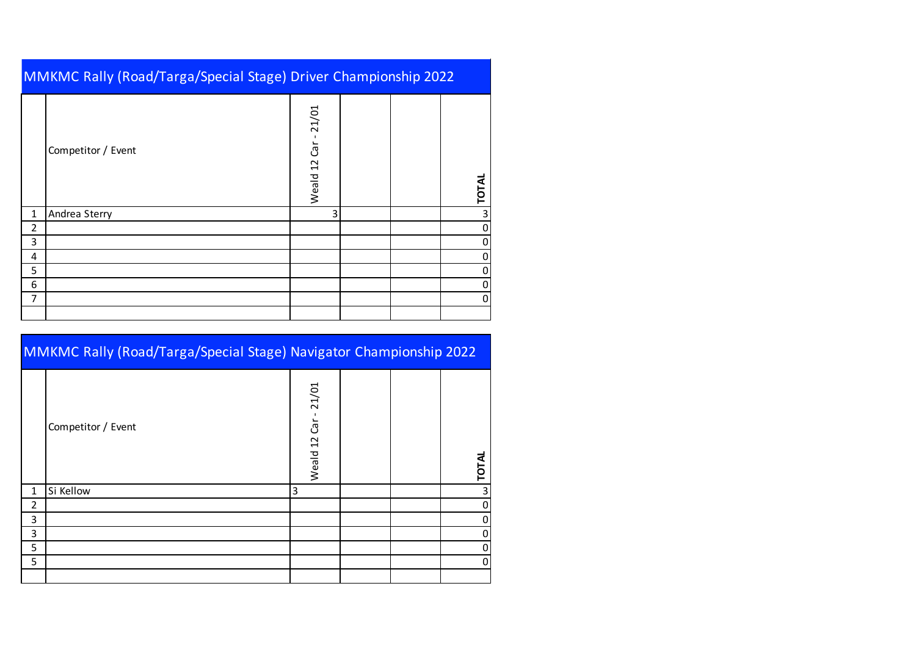## MMKMC Rally (Road/Targa/Special Stage) Driver Championship 2022

| | Competitor / Event | Weald 12 Car - 21/01 | | | TOTAL |
|---|---|---|---|---|---|
| 1 | Andrea Sterry | 3 | | | 3 |
| 2 | | | | | 0 |
| 3 | | | | | 0 |
| 4 | | | | | 0 |
| 5 | | | | | 0 |
| 6 | | | | | 0 |
| 7 | | | | | 0 |
| | | | | | |

## MMKMC Rally (Road/Targa/Special Stage) Navigator Championship 2022

| | Competitor / Event | Weald 12 Car - 21/01 | | | TOTAL |
|---|---|---|---|---|---|
| 1 | Si Kellow | 3 | | | 3 |
| 2 | | | | | 0 |
| 3 | | | | | 0 |
| 3 | | | | | 0 |
| 5 | | | | | 0 |
| 5 | | | | | 0 |
| | | | | | |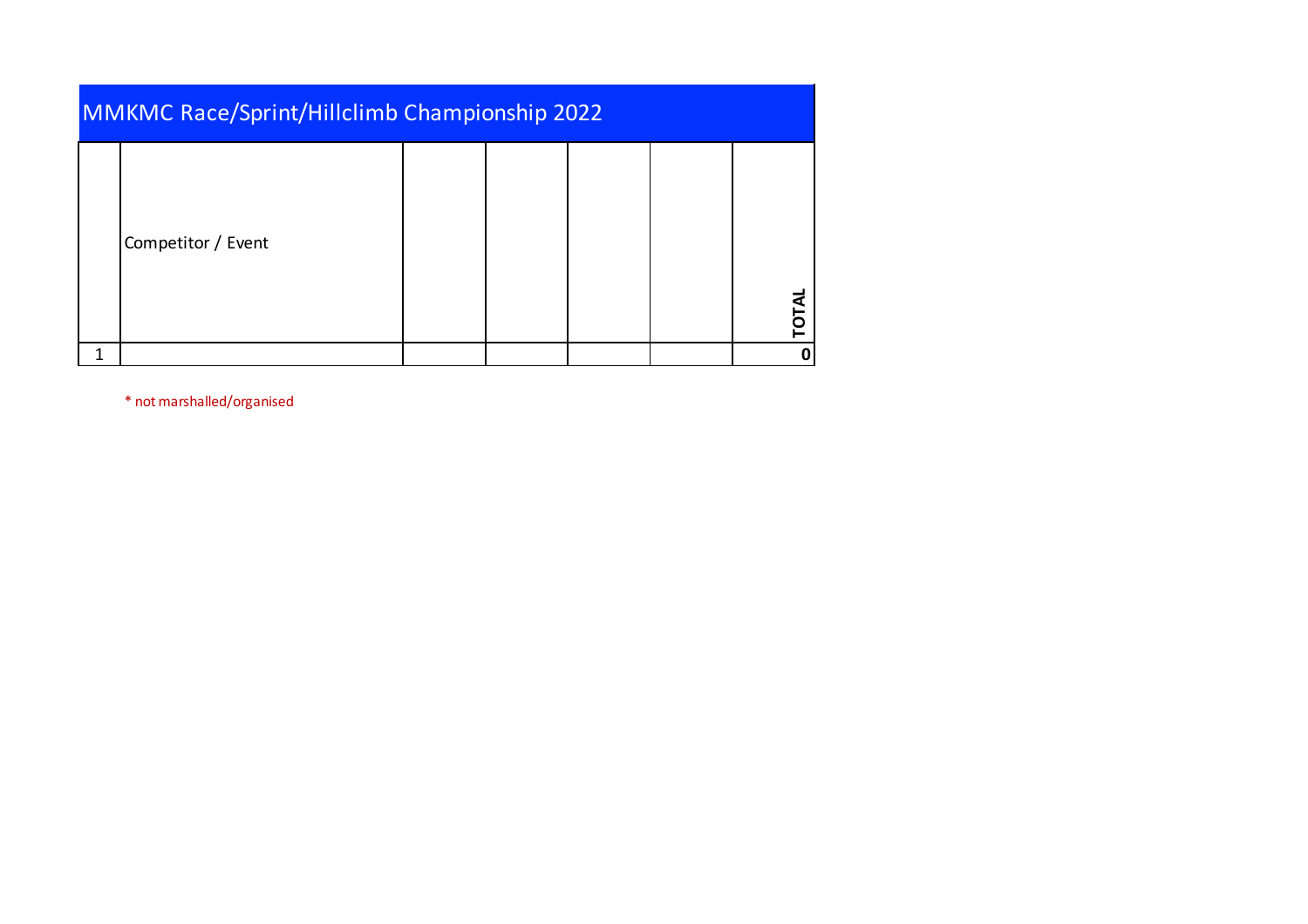## MMKMC Race/Sprint/Hillclimb Championship 2022

| | Competitor / Event | | | | | **TOTAL** |
|---|---|---|---|---|---|---|
| 1 | | | | | | **0** |

* not marshalled/organised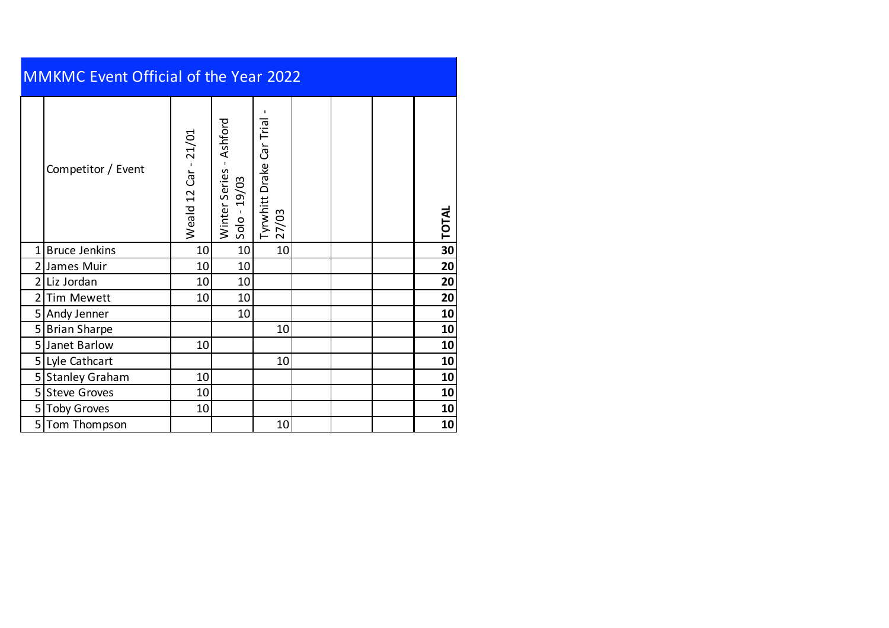# MMKMC Event Official of the Year 2022

| | Competitor / Event | Weald 12 Car - 21/01 | Winter Series - Ashford Solo - 19/03 | Tyrwhitt Drake Car Trial - 27/03 | | | | TOTAL |
|---|---|---|---|---|---|---|---|---|
| 1 | Bruce Jenkins | 10 | 10 | 10 | | | | **30** |
| 2 | James Muir | 10 | 10 | | | | | **20** |
| 2 | Liz Jordan | 10 | 10 | | | | | **20** |
| 2 | Tim Mewett | 10 | 10 | | | | | **20** |
| 5 | Andy Jenner | | 10 | | | | | **10** |
| 5 | Brian Sharpe | | | 10 | | | | **10** |
| 5 | Janet Barlow | 10 | | | | | | **10** |
| 5 | Lyle Cathcart | | | 10 | | | | **10** |
| 5 | Stanley Graham | 10 | | | | | | **10** |
| 5 | Steve Groves | 10 | | | | | | **10** |
| 5 | Toby Groves | 10 | | | | | | **10** |
| 5 | Tom Thompson | | | 10 | | | | **10** |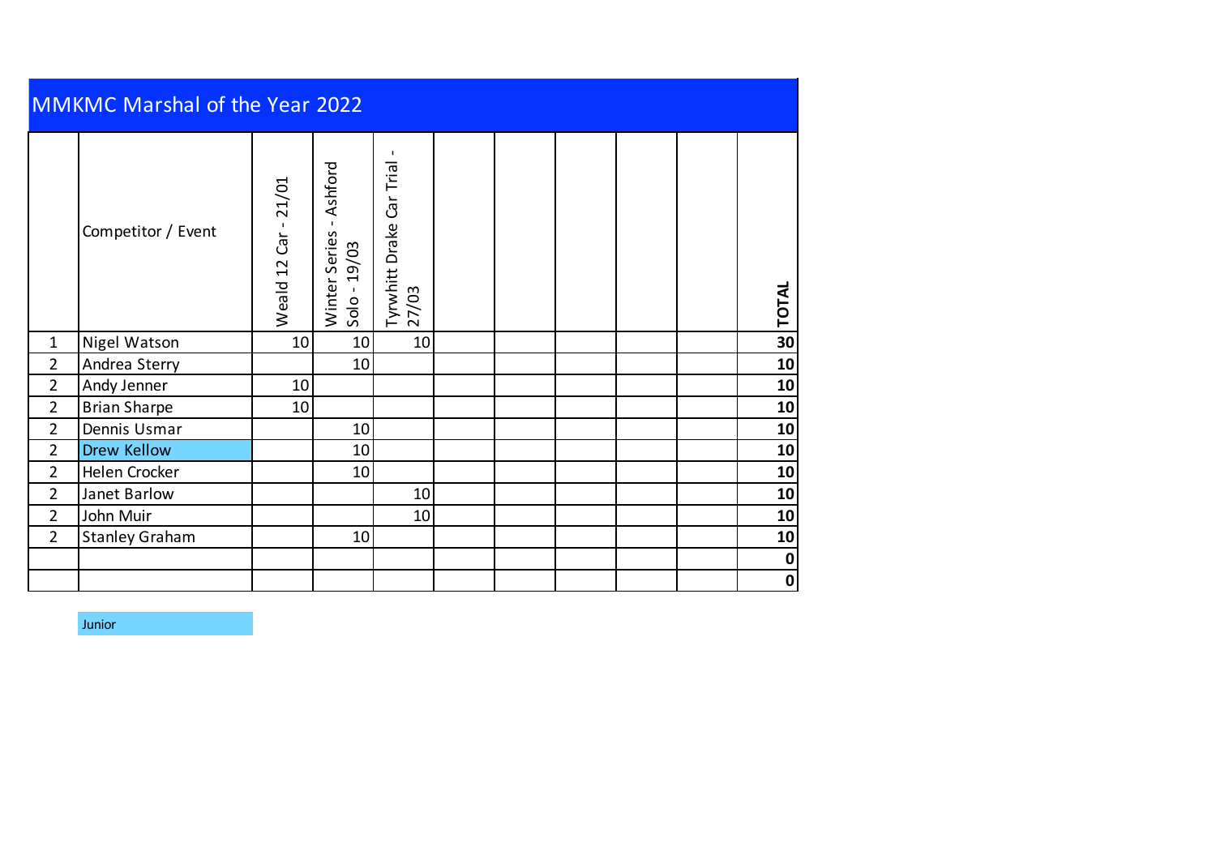# MMKMC Marshal of the Year 2022

| | Competitor / Event | Weald 12 Car - 21/01 | Winter Series - Ashford Solo - 19/03 | Tyrwhitt Drake Car Trial - 27/03 | | | | | | **TOTAL** |
|---|---|---|---|---|---|---|---|---|---|---|
| 1 | Nigel Watson | 10 | 10 | 10 | | | | | | **30** |
| 2 | Andrea Sterry | | 10 | | | | | | | **10** |
| 2 | Andy Jenner | 10 | | | | | | | | **10** |
| 2 | Brian Sharpe | 10 | | | | | | | | **10** |
| 2 | Dennis Usmar | | 10 | | | | | | | **10** |
| 2 | Drew Kellow | | 10 | | | | | | | **10** |
| 2 | Helen Crocker | | 10 | | | | | | | **10** |
| 2 | Janet Barlow | | | 10 | | | | | | **10** |
| 2 | John Muir | | | 10 | | | | | | **10** |
| 2 | Stanley Graham | | 10 | | | | | | | **10** |
| | | | | | | | | | | **0** |
| | | | | | | | | | | **0** |

Junior